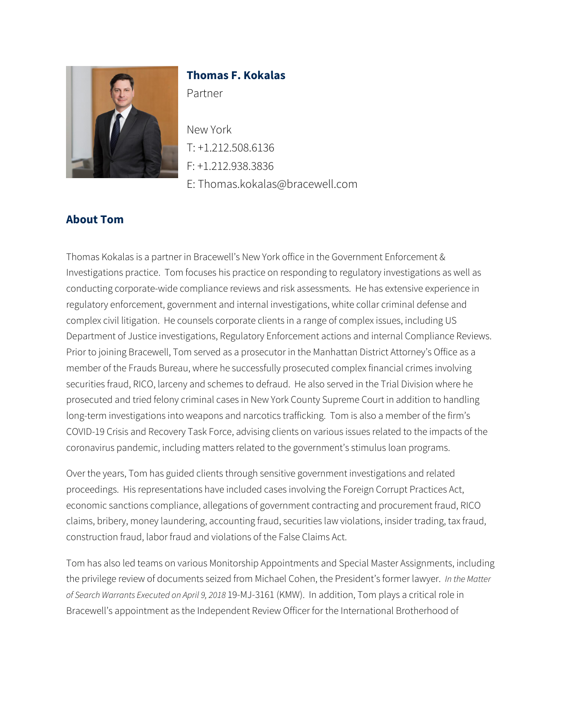**Thomas F. Kokalas**

Partner

New York

T: +1.212.508.6136

F: +1.212.938.3836

E: Thomas.kokalas@bracewell.com

## About Tom

Thomas Kokalas is a partner in Bracewell's New York office in the Government Enforcement & Investigations practice. Tom focuses his practice on responding to regulatory investigations as well as conducting corporate-wide compliance reviews and risk assessments. He has extensive experience in regulatory enforcement, government and internal investigations, white collar criminal defense and complex civil litigation. He counsels corporate clients in a range of complex issues, including US Department of Justice investigations, Regulatory Enforcement actions and internal Compliance Reviews. Prior to joining Bracewell, Tom served as a prosecutor in the Manhattan District Attorney's Office as a member of the Frauds Bureau, where he successfully prosecuted complex financial crimes involving securities fraud, RICO, larceny and schemes to defraud. He also served in the Trial Division where he prosecuted and tried felony criminal cases in New York County Supreme Court in addition to handling long-term investigations into weapons and narcotics trafficking. Tom is also a member of the firm's COVID-19 Crisis and Recovery Task Force, advising clients on various issues related to the impacts of the coronavirus pandemic, including matters related to the government's stimulus loan programs.

Over the years, Tom has guided clients through sensitive government investigations and related proceedings. His representations have included cases involving the Foreign Corrupt Practices Act, economic sanctions compliance, allegations of government contracting and procurement fraud, RICO claims, bribery, money laundering, accounting fraud, securities law violations, insider trading, tax fraud, construction fraud, labor fraud and violations of the False Claims Act.

Tom has also led teams on various Monitorship Appointments and Special Master Assignments, including the privilege review of documents seized from Michael Cohen, the President's former lawyer. *In the Matter of Search Warrants Executed on April 9, 2018* 19-MJ-3161 (KMW). In addition, Tom plays a critical role in Bracewell's appointment as the Independent Review Officer for the International Brotherhood of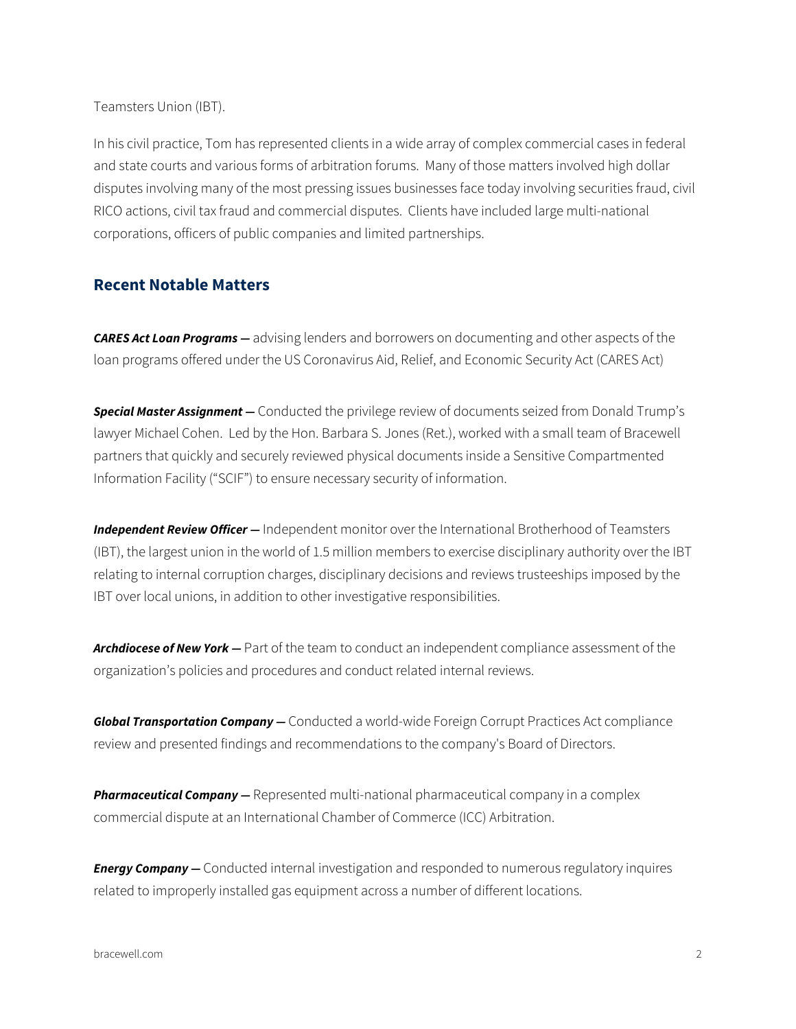Teamsters Union (IBT).

In his civil practice, Tom has represented clients in a wide array of complex commercial cases in federal and state courts and various forms of arbitration forums. Many of those matters involved high dollar disputes involving many of the most pressing issues businesses face today involving securities fraud, civil RICO actions, civil tax fraud and commercial disputes. Clients have included large multi-national corporations, officers of public companies and limited partnerships.

## Recent Notable Matters

***CARES Act Loan Programs —*** advising lenders and borrowers on documenting and other aspects of the loan programs offered under the US Coronavirus Aid, Relief, and Economic Security Act (CARES Act)

***Special Master Assignment —*** Conducted the privilege review of documents seized from Donald Trump's lawyer Michael Cohen. Led by the Hon. Barbara S. Jones (Ret.), worked with a small team of Bracewell partners that quickly and securely reviewed physical documents inside a Sensitive Compartmented Information Facility ("SCIF") to ensure necessary security of information.

***Independent Review Officer —*** Independent monitor over the International Brotherhood of Teamsters (IBT), the largest union in the world of 1.5 million members to exercise disciplinary authority over the IBT relating to internal corruption charges, disciplinary decisions and reviews trusteeships imposed by the IBT over local unions, in addition to other investigative responsibilities.

***Archdiocese of New York —*** Part of the team to conduct an independent compliance assessment of the organization's policies and procedures and conduct related internal reviews.

***Global Transportation Company —*** Conducted a world-wide Foreign Corrupt Practices Act compliance review and presented findings and recommendations to the company's Board of Directors.

***Pharmaceutical Company —*** Represented multi-national pharmaceutical company in a complex commercial dispute at an International Chamber of Commerce (ICC) Arbitration.

***Energy Company —*** Conducted internal investigation and responded to numerous regulatory inquires related to improperly installed gas equipment across a number of different locations.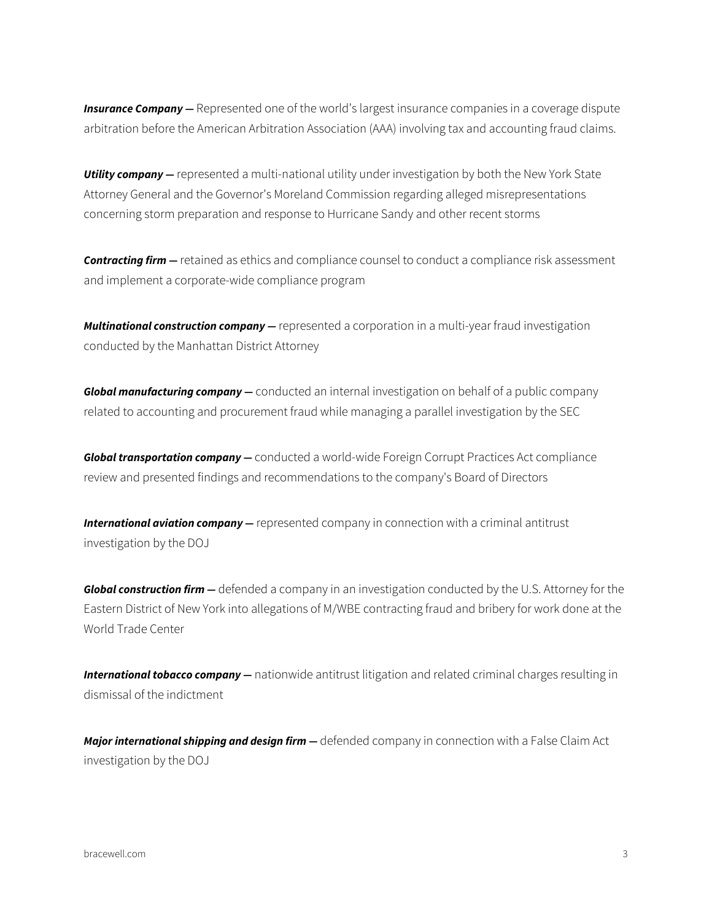***Insurance Company —*** Represented one of the world's largest insurance companies in a coverage dispute arbitration before the American Arbitration Association (AAA) involving tax and accounting fraud claims.

***Utility company —*** represented a multi-national utility under investigation by both the New York State Attorney General and the Governor's Moreland Commission regarding alleged misrepresentations concerning storm preparation and response to Hurricane Sandy and other recent storms

***Contracting firm —*** retained as ethics and compliance counsel to conduct a compliance risk assessment and implement a corporate-wide compliance program

***Multinational construction company —*** represented a corporation in a multi-year fraud investigation conducted by the Manhattan District Attorney

***Global manufacturing company —*** conducted an internal investigation on behalf of a public company related to accounting and procurement fraud while managing a parallel investigation by the SEC

***Global transportation company —*** conducted a world-wide Foreign Corrupt Practices Act compliance review and presented findings and recommendations to the company's Board of Directors

***International aviation company —*** represented company in connection with a criminal antitrust investigation by the DOJ

***Global construction firm —*** defended a company in an investigation conducted by the U.S. Attorney for the Eastern District of New York into allegations of M/WBE contracting fraud and bribery for work done at the World Trade Center

***International tobacco company —*** nationwide antitrust litigation and related criminal charges resulting in dismissal of the indictment

***Major international shipping and design firm —*** defended company in connection with a False Claim Act investigation by the DOJ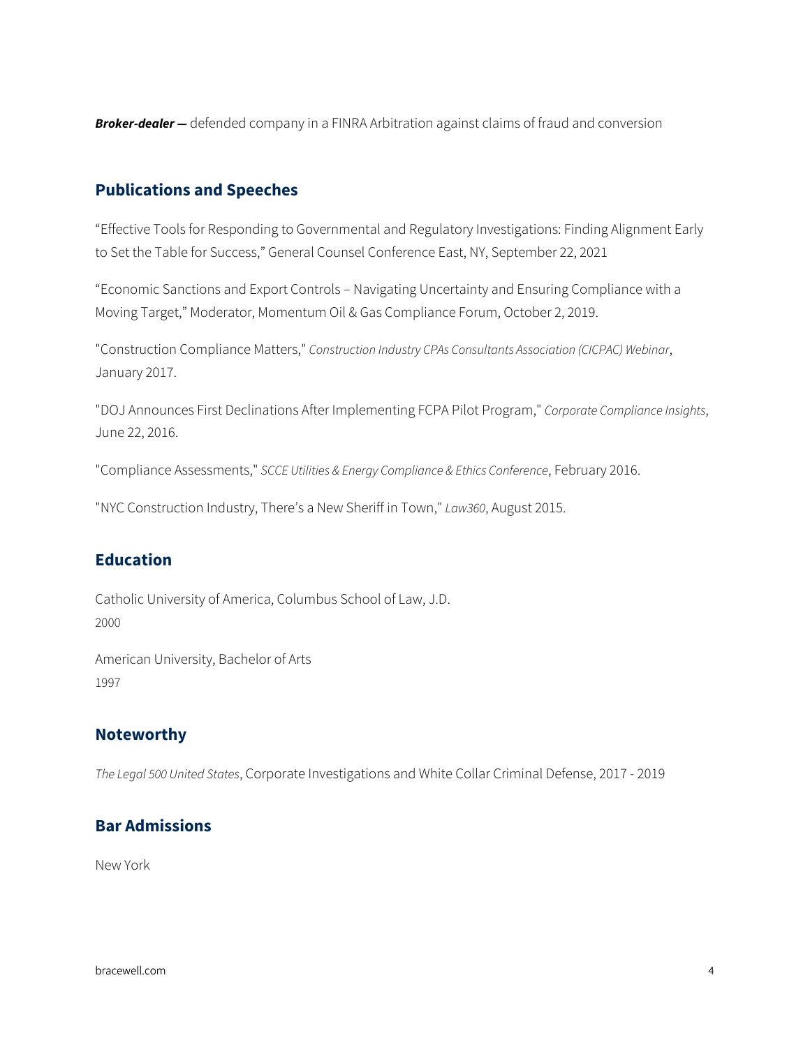***Broker-dealer —*** defended company in a FINRA Arbitration against claims of fraud and conversion

## Publications and Speeches

"Effective Tools for Responding to Governmental and Regulatory Investigations: Finding Alignment Early to Set the Table for Success," General Counsel Conference East, NY, September 22, 2021

"Economic Sanctions and Export Controls – Navigating Uncertainty and Ensuring Compliance with a Moving Target," Moderator, Momentum Oil & Gas Compliance Forum, October 2, 2019.

"Construction Compliance Matters," *Construction Industry CPAs Consultants Association (CICPAC) Webinar*, January 2017.

"DOJ Announces First Declinations After Implementing FCPA Pilot Program," *Corporate Compliance Insights*, June 22, 2016.

"Compliance Assessments," *SCCE Utilities & Energy Compliance & Ethics Conference*, February 2016.

"NYC Construction Industry, There's a New Sheriff in Town," *Law360*, August 2015.

## Education

Catholic University of America, Columbus School of Law, J.D.
2000

American University, Bachelor of Arts
1997

## Noteworthy

*The Legal 500 United States*, Corporate Investigations and White Collar Criminal Defense, 2017 - 2019

## Bar Admissions

New York